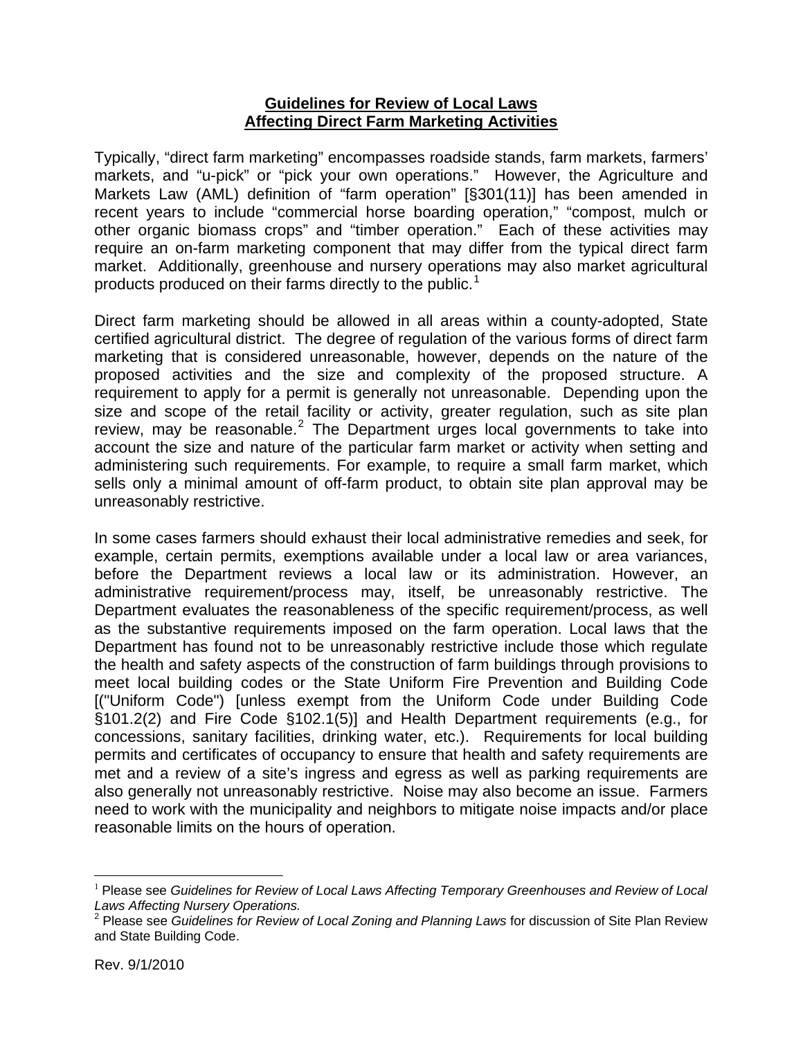# **Guidelines for Review of Local Laws Affecting Direct Farm Marketing Activities**

Typically, "direct farm marketing" encompasses roadside stands, farm markets, farmers' markets, and "u-pick" or "pick your own operations." However, the Agriculture and Markets Law (AML) definition of "farm operation" [§301(11)] has been amended in recent years to include "commercial horse boarding operation," "compost, mulch or other organic biomass crops" and "timber operation." Each of these activities may require an on-farm marketing component that may differ from the typical direct farm market. Additionally, greenhouse and nursery operations may also market agricultural products produced on their farms directly to the public.[1]

Direct farm marketing should be allowed in all areas within a county-adopted, State certified agricultural district. The degree of regulation of the various forms of direct farm marketing that is considered unreasonable, however, depends on the nature of the proposed activities and the size and complexity of the proposed structure. A requirement to apply for a permit is generally not unreasonable. Depending upon the size and scope of the retail facility or activity, greater regulation, such as site plan review, may be reasonable.[2] The Department urges local governments to take into account the size and nature of the particular farm market or activity when setting and administering such requirements. For example, to require a small farm market, which sells only a minimal amount of off-farm product, to obtain site plan approval may be unreasonably restrictive.

In some cases farmers should exhaust their local administrative remedies and seek, for example, certain permits, exemptions available under a local law or area variances, before the Department reviews a local law or its administration. However, an administrative requirement/process may, itself, be unreasonably restrictive. The Department evaluates the reasonableness of the specific requirement/process, as well as the substantive requirements imposed on the farm operation. Local laws that the Department has found not to be unreasonably restrictive include those which regulate the health and safety aspects of the construction of farm buildings through provisions to meet local building codes or the State Uniform Fire Prevention and Building Code [("Uniform Code") [unless exempt from the Uniform Code under Building Code §101.2(2) and Fire Code §102.1(5)] and Health Department requirements (e.g., for concessions, sanitary facilities, drinking water, etc.). Requirements for local building permits and certificates of occupancy to ensure that health and safety requirements are met and a review of a site's ingress and egress as well as parking requirements are also generally not unreasonably restrictive. Noise may also become an issue. Farmers need to work with the municipality and neighbors to mitigate noise impacts and/or place reasonable limits on the hours of operation.

---

[1] Please see *Guidelines for Review of Local Laws Affecting Temporary Greenhouses and Review of Local Laws Affecting Nursery Operations.*

[2] Please see *Guidelines for Review of Local Zoning and Planning Laws* for discussion of Site Plan Review and State Building Code.

Rev. 9/1/2010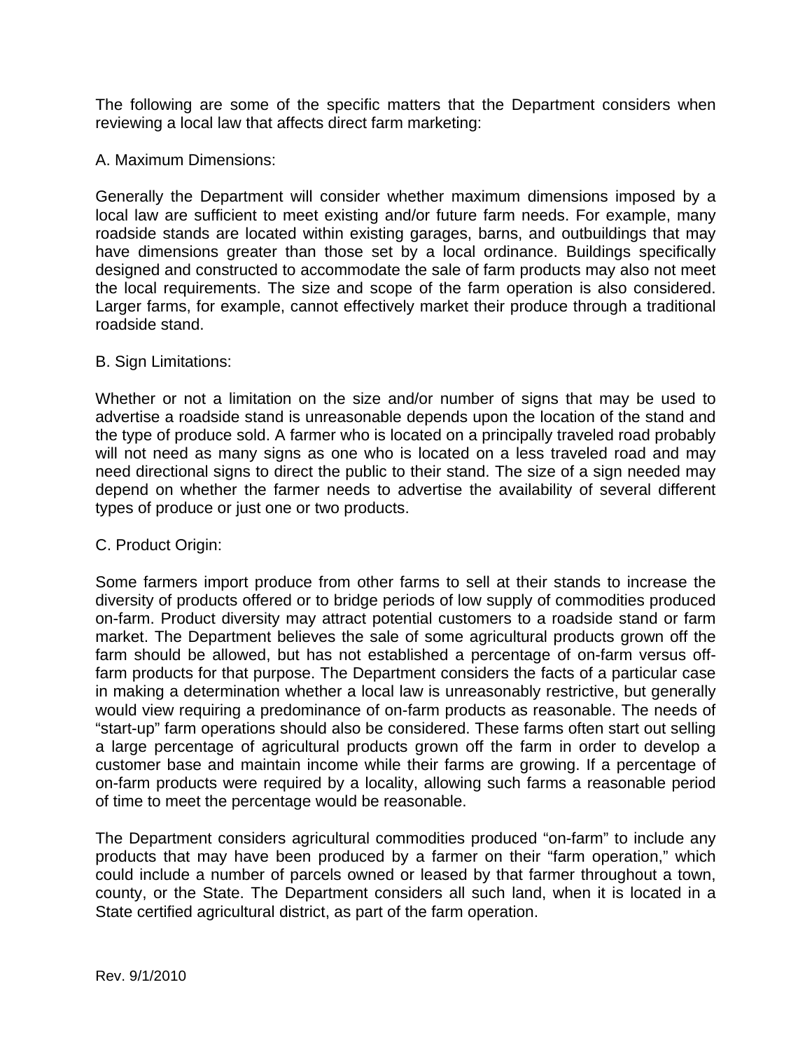The following are some of the specific matters that the Department considers when reviewing a local law that affects direct farm marketing:

A. Maximum Dimensions:

Generally the Department will consider whether maximum dimensions imposed by a local law are sufficient to meet existing and/or future farm needs. For example, many roadside stands are located within existing garages, barns, and outbuildings that may have dimensions greater than those set by a local ordinance. Buildings specifically designed and constructed to accommodate the sale of farm products may also not meet the local requirements. The size and scope of the farm operation is also considered. Larger farms, for example, cannot effectively market their produce through a traditional roadside stand.

B. Sign Limitations:

Whether or not a limitation on the size and/or number of signs that may be used to advertise a roadside stand is unreasonable depends upon the location of the stand and the type of produce sold. A farmer who is located on a principally traveled road probably will not need as many signs as one who is located on a less traveled road and may need directional signs to direct the public to their stand. The size of a sign needed may depend on whether the farmer needs to advertise the availability of several different types of produce or just one or two products.

C. Product Origin:

Some farmers import produce from other farms to sell at their stands to increase the diversity of products offered or to bridge periods of low supply of commodities produced on-farm. Product diversity may attract potential customers to a roadside stand or farm market. The Department believes the sale of some agricultural products grown off the farm should be allowed, but has not established a percentage of on-farm versus off-farm products for that purpose. The Department considers the facts of a particular case in making a determination whether a local law is unreasonably restrictive, but generally would view requiring a predominance of on-farm products as reasonable. The needs of "start-up" farm operations should also be considered. These farms often start out selling a large percentage of agricultural products grown off the farm in order to develop a customer base and maintain income while their farms are growing. If a percentage of on-farm products were required by a locality, allowing such farms a reasonable period of time to meet the percentage would be reasonable.

The Department considers agricultural commodities produced "on-farm" to include any products that may have been produced by a farmer on their "farm operation," which could include a number of parcels owned or leased by that farmer throughout a town, county, or the State. The Department considers all such land, when it is located in a State certified agricultural district, as part of the farm operation.

Rev. 9/1/2010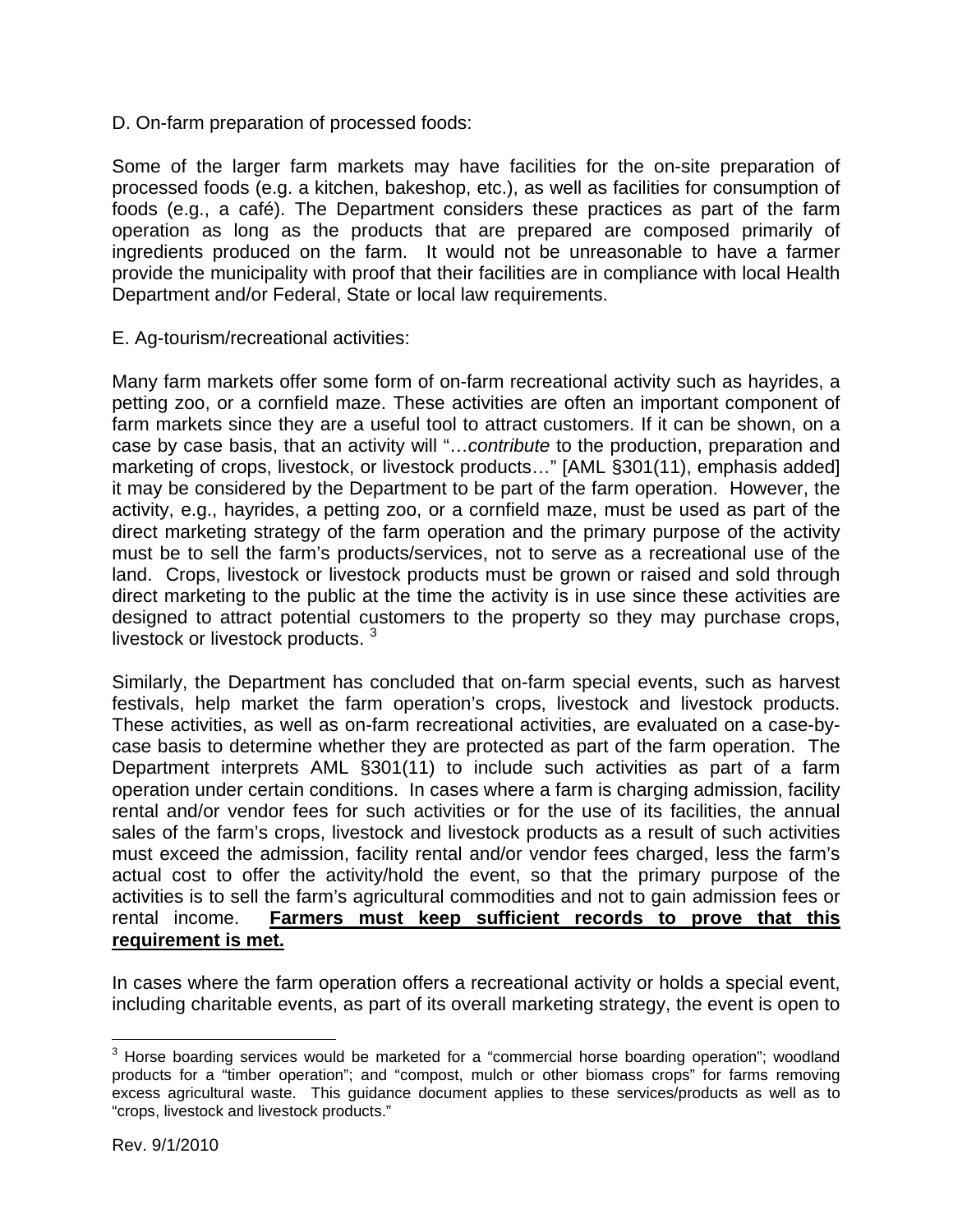D. On-farm preparation of processed foods:

Some of the larger farm markets may have facilities for the on-site preparation of processed foods (e.g. a kitchen, bakeshop, etc.), as well as facilities for consumption of foods (e.g., a café). The Department considers these practices as part of the farm operation as long as the products that are prepared are composed primarily of ingredients produced on the farm. It would not be unreasonable to have a farmer provide the municipality with proof that their facilities are in compliance with local Health Department and/or Federal, State or local law requirements.

E. Ag-tourism/recreational activities:

Many farm markets offer some form of on-farm recreational activity such as hayrides, a petting zoo, or a cornfield maze. These activities are often an important component of farm markets since they are a useful tool to attract customers. If it can be shown, on a case by case basis, that an activity will "…*contribute* to the production, preparation and marketing of crops, livestock, or livestock products…" [AML §301(11), emphasis added] it may be considered by the Department to be part of the farm operation. However, the activity, e.g., hayrides, a petting zoo, or a cornfield maze, must be used as part of the direct marketing strategy of the farm operation and the primary purpose of the activity must be to sell the farm's products/services, not to serve as a recreational use of the land. Crops, livestock or livestock products must be grown or raised and sold through direct marketing to the public at the time the activity is in use since these activities are designed to attract potential customers to the property so they may purchase crops, livestock or livestock products. [3]

Similarly, the Department has concluded that on-farm special events, such as harvest festivals, help market the farm operation's crops, livestock and livestock products. These activities, as well as on-farm recreational activities, are evaluated on a case-by-case basis to determine whether they are protected as part of the farm operation. The Department interprets AML §301(11) to include such activities as part of a farm operation under certain conditions. In cases where a farm is charging admission, facility rental and/or vendor fees for such activities or for the use of its facilities, the annual sales of the farm's crops, livestock and livestock products as a result of such activities must exceed the admission, facility rental and/or vendor fees charged, less the farm's actual cost to offer the activity/hold the event, so that the primary purpose of the activities is to sell the farm's agricultural commodities and not to gain admission fees or rental income. **Farmers must keep sufficient records to prove that this requirement is met.**

In cases where the farm operation offers a recreational activity or holds a special event, including charitable events, as part of its overall marketing strategy, the event is open to

---

[3] Horse boarding services would be marketed for a "commercial horse boarding operation"; woodland products for a "timber operation"; and "compost, mulch or other biomass crops" for farms removing excess agricultural waste. This guidance document applies to these services/products as well as to "crops, livestock and livestock products."

Rev. 9/1/2010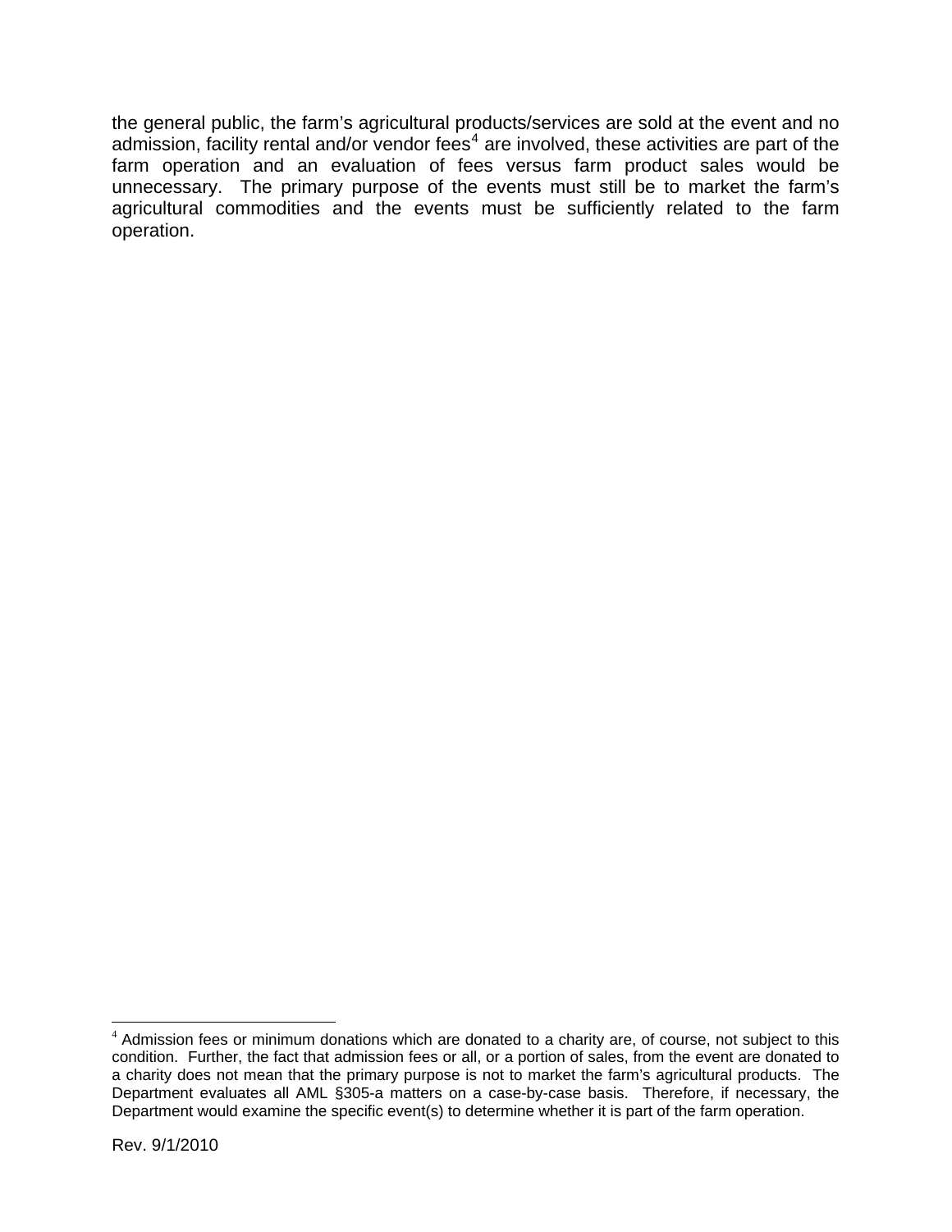the general public, the farm's agricultural products/services are sold at the event and no admission, facility rental and/or vendor fees[4] are involved, these activities are part of the farm operation and an evaluation of fees versus farm product sales would be unnecessary. The primary purpose of the events must still be to market the farm's agricultural commodities and the events must be sufficiently related to the farm operation.

[4] Admission fees or minimum donations which are donated to a charity are, of course, not subject to this condition. Further, the fact that admission fees or all, or a portion of sales, from the event are donated to a charity does not mean that the primary purpose is not to market the farm's agricultural products. The Department evaluates all AML §305-a matters on a case-by-case basis. Therefore, if necessary, the Department would examine the specific event(s) to determine whether it is part of the farm operation.

Rev. 9/1/2010